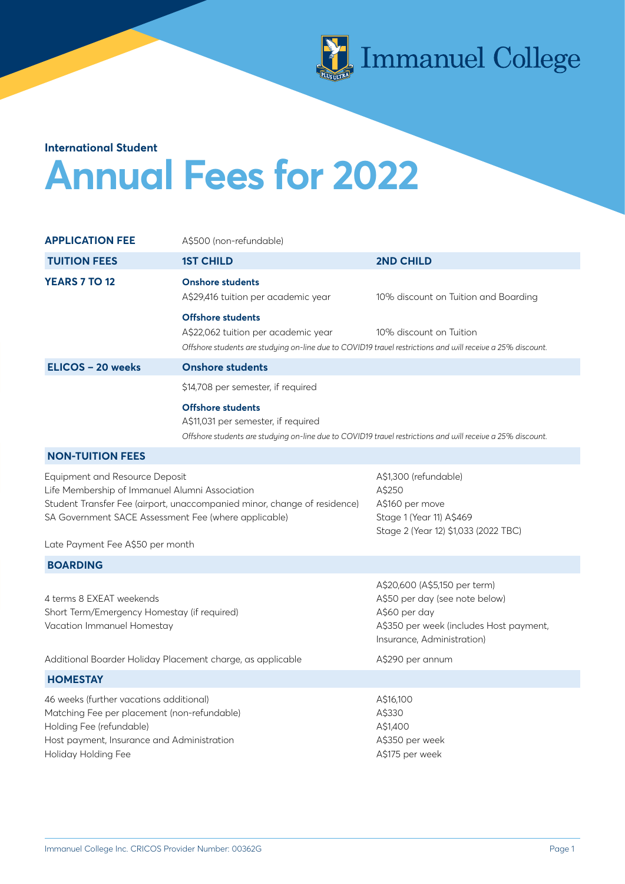Immanuel College

International Student

# Annual Fees for 2022

| | | |
|---|---|---|
| **APPLICATION FEE** | A$500 (non-refundable) | |
| **TUITION FEES** | **1ST CHILD** | **2ND CHILD** |
| **YEARS 7 TO 12** | **Onshore students**<br>A$29,416 tuition per academic year | 10% discount on Tuition and Boarding |
| | **Offshore students**<br>A$22,062 tuition per academic year | 10% discount on Tuition |
| | *Offshore students are studying on-line due to COVID19 travel restrictions and will receive a 25% discount.* | |
| **ELICOS – 20 weeks** | **Onshore students** | |
| | $14,708 per semester, if required | |
| | **Offshore students**<br>A$11,031 per semester, if required | |
| | *Offshore students are studying on-line due to COVID19 travel restrictions and will receive a 25% discount.* | |

## NON-TUITION FEES

| | |
|---|---|
| Equipment and Resource Deposit | A$1,300 (refundable) |
| Life Membership of Immanuel Alumni Association | A$250 |
| Student Transfer Fee (airport, unaccompanied minor, change of residence) | A$160 per move |
| SA Government SACE Assessment Fee (where applicable) | Stage 1 (Year 11) A$469<br>Stage 2 (Year 12) $1,033 (2022 TBC) |
| Late Payment Fee A$50 per month | |

## BOARDING

| | |
|---|---|
| | A$20,600 (A$5,150 per term) |
| 4 terms 8 EXEAT weekends | A$50 per day (see note below) |
| Short Term/Emergency Homestay (if required) | A$60 per day |
| Vacation Immanuel Homestay | A$350 per week (includes Host payment, Insurance, Administration) |
| Additional Boarder Holiday Placement charge, as applicable | A$290 per annum |

## HOMESTAY

| | |
|---|---|
| 46 weeks (further vacations additional) | A$16,100 |
| Matching Fee per placement (non-refundable) | A$330 |
| Holding Fee (refundable) | A$1,400 |
| Host payment, Insurance and Administration | A$350 per week |
| Holiday Holding Fee | A$175 per week |

Immanuel College Inc. CRICOS Provider Number: 00362G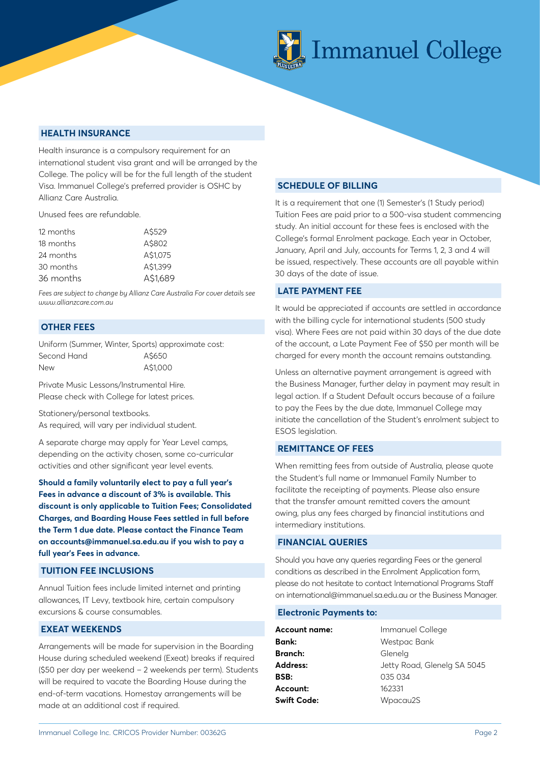## HEALTH INSURANCE

Health insurance is a compulsory requirement for an international student visa grant and will be arranged by the College. The policy will be for the full length of the student Visa. Immanuel College's preferred provider is OSHC by Allianz Care Australia.

Unused fees are refundable.

| | |
|---|---|
| 12 months | A$529 |
| 18 months | A$802 |
| 24 months | A$1,075 |
| 30 months | A$1,399 |
| 36 months | A$1,689 |

*Fees are subject to change by Allianz Care Australia For cover details see www.allianzcare.com.au*

## OTHER FEES

Uniform (Summer, Winter, Sports) approximate cost:

| | |
|---|---|
| Second Hand | A$650 |
| New | A$1,000 |

Private Music Lessons/Instrumental Hire.
Please check with College for latest prices.

Stationery/personal textbooks.
As required, will vary per individual student.

A separate charge may apply for Year Level camps, depending on the activity chosen, some co-curricular activities and other significant year level events.

**Should a family voluntarily elect to pay a full year's Fees in advance a discount of 3% is available. This discount is only applicable to Tuition Fees; Consolidated Charges, and Boarding House Fees settled in full before the Term 1 due date. Please contact the Finance Team on accounts@immanuel.sa.edu.au if you wish to pay a full year's Fees in advance.**

## TUITION FEE INCLUSIONS

Annual Tuition fees include limited internet and printing allowances, IT Levy, textbook hire, certain compulsory excursions & course consumables.

## EXEAT WEEKENDS

Arrangements will be made for supervision in the Boarding House during scheduled weekend (Exeat) breaks if required ($50 per day per weekend – 2 weekends per term). Students will be required to vacate the Boarding House during the end-of-term vacations. Homestay arrangements will be made at an additional cost if required.

## SCHEDULE OF BILLING

It is a requirement that one (1) Semester's (1 Study period) Tuition Fees are paid prior to a 500-visa student commencing study. An initial account for these fees is enclosed with the College's formal Enrolment package. Each year in October, January, April and July, accounts for Terms 1, 2, 3 and 4 will be issued, respectively. These accounts are all payable within 30 days of the date of issue.

## LATE PAYMENT FEE

It would be appreciated if accounts are settled in accordance with the billing cycle for international students (500 study visa). Where Fees are not paid within 30 days of the due date of the account, a Late Payment Fee of $50 per month will be charged for every month the account remains outstanding.

Unless an alternative payment arrangement is agreed with the Business Manager, further delay in payment may result in legal action. If a Student Default occurs because of a failure to pay the Fees by the due date, Immanuel College may initiate the cancellation of the Student's enrolment subject to ESOS legislation.

## REMITTANCE OF FEES

When remitting fees from outside of Australia, please quote the Student's full name or Immanuel Family Number to facilitate the receipting of payments. Please also ensure that the transfer amount remitted covers the amount owing, plus any fees charged by financial institutions and intermediary institutions.

## FINANCIAL QUERIES

Should you have any queries regarding Fees or the general conditions as described in the Enrolment Application form, please do not hesitate to contact International Programs Staff on international@immanuel.sa.edu.au or the Business Manager.

## Electronic Payments to:

| | |
|---|---|
| **Account name:** | Immanuel College |
| **Bank:** | Westpac Bank |
| **Branch:** | Glenelg |
| **Address:** | Jetty Road, Glenelg SA 5045 |
| **BSB:** | 035 034 |
| **Account:** | 162331 |
| **Swift Code:** | Wpacau2S |

Immanuel College Inc. CRICOS Provider Number: 00362G